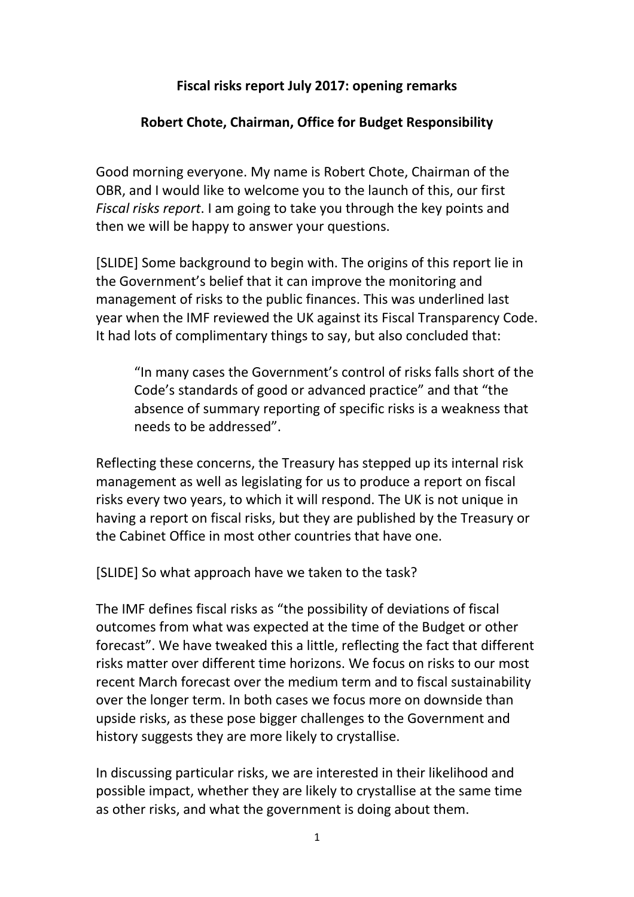**Fiscal risks report July 2017: opening remarks**

**Robert Chote, Chairman, Office for Budget Responsibility**

Good morning everyone. My name is Robert Chote, Chairman of the OBR, and I would like to welcome you to the launch of this, our first *Fiscal risks report*. I am going to take you through the key points and then we will be happy to answer your questions.

[SLIDE] Some background to begin with. The origins of this report lie in the Government's belief that it can improve the monitoring and management of risks to the public finances. This was underlined last year when the IMF reviewed the UK against its Fiscal Transparency Code. It had lots of complimentary things to say, but also concluded that:

> "In many cases the Government's control of risks falls short of the Code's standards of good or advanced practice" and that "the absence of summary reporting of specific risks is a weakness that needs to be addressed".

Reflecting these concerns, the Treasury has stepped up its internal risk management as well as legislating for us to produce a report on fiscal risks every two years, to which it will respond. The UK is not unique in having a report on fiscal risks, but they are published by the Treasury or the Cabinet Office in most other countries that have one.

[SLIDE] So what approach have we taken to the task?

The IMF defines fiscal risks as "the possibility of deviations of fiscal outcomes from what was expected at the time of the Budget or other forecast". We have tweaked this a little, reflecting the fact that different risks matter over different time horizons. We focus on risks to our most recent March forecast over the medium term and to fiscal sustainability over the longer term. In both cases we focus more on downside than upside risks, as these pose bigger challenges to the Government and history suggests they are more likely to crystallise.

In discussing particular risks, we are interested in their likelihood and possible impact, whether they are likely to crystallise at the same time as other risks, and what the government is doing about them.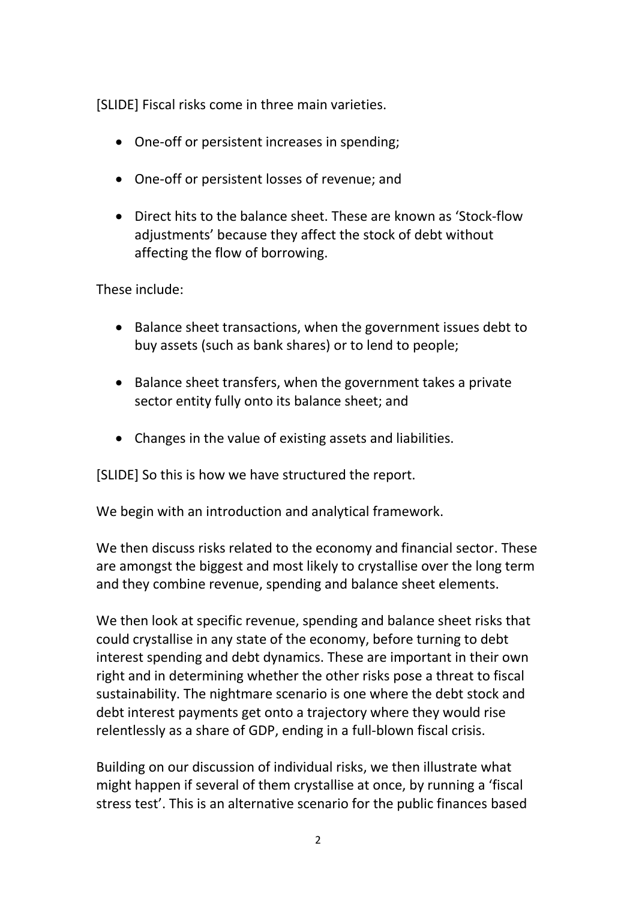[SLIDE] Fiscal risks come in three main varieties.

- One-off or persistent increases in spending;
- One-off or persistent losses of revenue; and
- Direct hits to the balance sheet. These are known as 'Stock-flow adjustments' because they affect the stock of debt without affecting the flow of borrowing.

These include:

- Balance sheet transactions, when the government issues debt to buy assets (such as bank shares) or to lend to people;
- Balance sheet transfers, when the government takes a private sector entity fully onto its balance sheet; and
- Changes in the value of existing assets and liabilities.

[SLIDE] So this is how we have structured the report.

We begin with an introduction and analytical framework.

We then discuss risks related to the economy and financial sector. These are amongst the biggest and most likely to crystallise over the long term and they combine revenue, spending and balance sheet elements.

We then look at specific revenue, spending and balance sheet risks that could crystallise in any state of the economy, before turning to debt interest spending and debt dynamics. These are important in their own right and in determining whether the other risks pose a threat to fiscal sustainability. The nightmare scenario is one where the debt stock and debt interest payments get onto a trajectory where they would rise relentlessly as a share of GDP, ending in a full-blown fiscal crisis.

Building on our discussion of individual risks, we then illustrate what might happen if several of them crystallise at once, by running a 'fiscal stress test'. This is an alternative scenario for the public finances based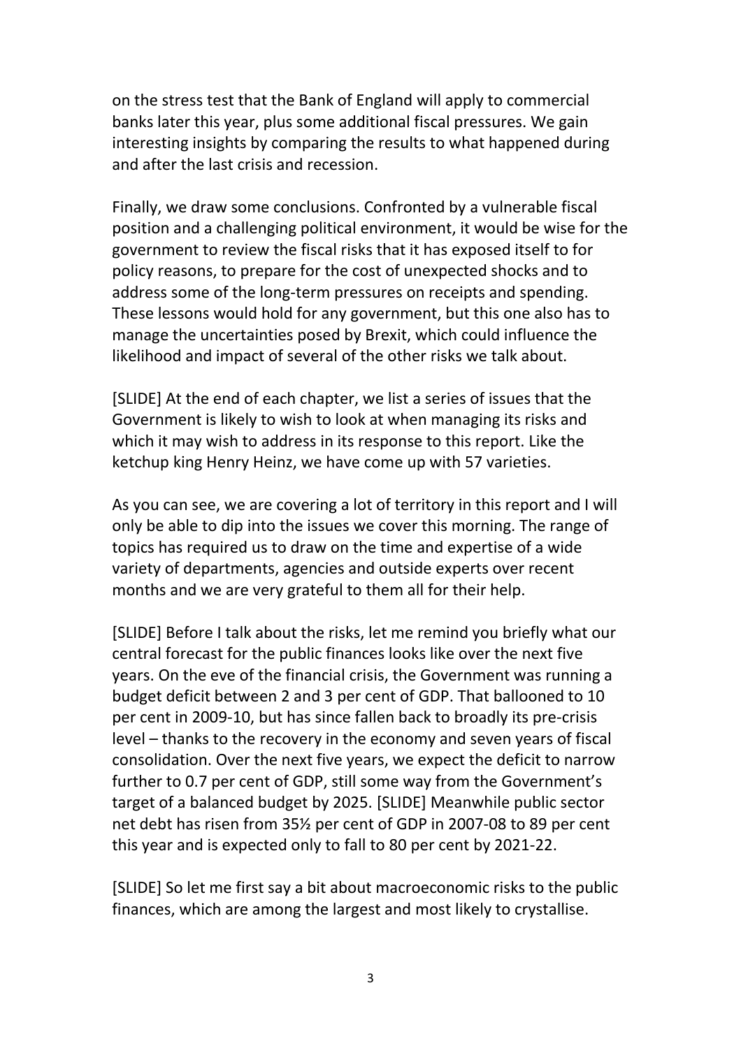on the stress test that the Bank of England will apply to commercial banks later this year, plus some additional fiscal pressures. We gain interesting insights by comparing the results to what happened during and after the last crisis and recession.

Finally, we draw some conclusions. Confronted by a vulnerable fiscal position and a challenging political environment, it would be wise for the government to review the fiscal risks that it has exposed itself to for policy reasons, to prepare for the cost of unexpected shocks and to address some of the long-term pressures on receipts and spending. These lessons would hold for any government, but this one also has to manage the uncertainties posed by Brexit, which could influence the likelihood and impact of several of the other risks we talk about.

[SLIDE] At the end of each chapter, we list a series of issues that the Government is likely to wish to look at when managing its risks and which it may wish to address in its response to this report. Like the ketchup king Henry Heinz, we have come up with 57 varieties.

As you can see, we are covering a lot of territory in this report and I will only be able to dip into the issues we cover this morning. The range of topics has required us to draw on the time and expertise of a wide variety of departments, agencies and outside experts over recent months and we are very grateful to them all for their help.

[SLIDE] Before I talk about the risks, let me remind you briefly what our central forecast for the public finances looks like over the next five years. On the eve of the financial crisis, the Government was running a budget deficit between 2 and 3 per cent of GDP. That ballooned to 10 per cent in 2009-10, but has since fallen back to broadly its pre-crisis level – thanks to the recovery in the economy and seven years of fiscal consolidation. Over the next five years, we expect the deficit to narrow further to 0.7 per cent of GDP, still some way from the Government's target of a balanced budget by 2025. [SLIDE] Meanwhile public sector net debt has risen from 35½ per cent of GDP in 2007-08 to 89 per cent this year and is expected only to fall to 80 per cent by 2021-22.

[SLIDE] So let me first say a bit about macroeconomic risks to the public finances, which are among the largest and most likely to crystallise.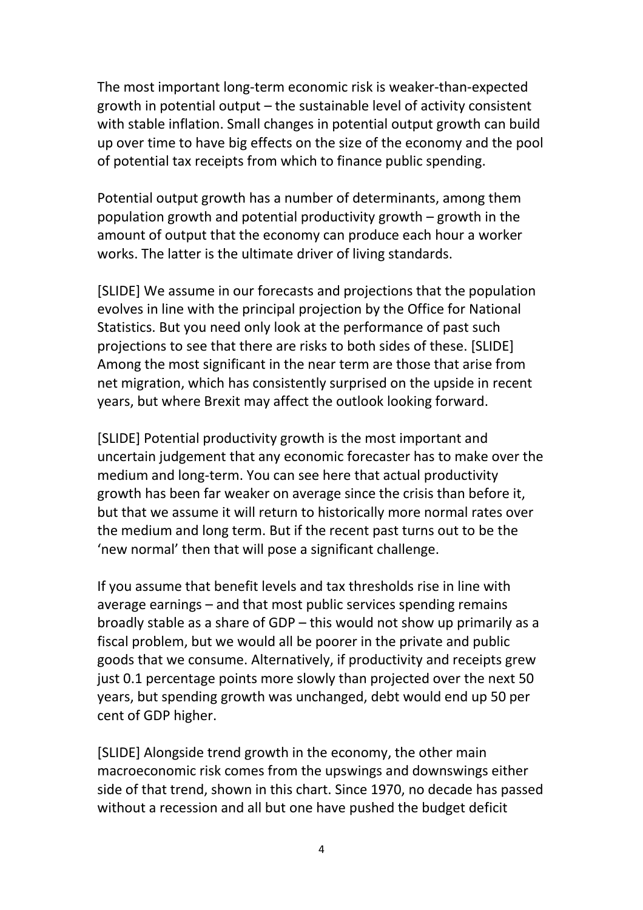The most important long-term economic risk is weaker-than-expected growth in potential output – the sustainable level of activity consistent with stable inflation. Small changes in potential output growth can build up over time to have big effects on the size of the economy and the pool of potential tax receipts from which to finance public spending.

Potential output growth has a number of determinants, among them population growth and potential productivity growth – growth in the amount of output that the economy can produce each hour a worker works. The latter is the ultimate driver of living standards.

[SLIDE] We assume in our forecasts and projections that the population evolves in line with the principal projection by the Office for National Statistics. But you need only look at the performance of past such projections to see that there are risks to both sides of these. [SLIDE] Among the most significant in the near term are those that arise from net migration, which has consistently surprised on the upside in recent years, but where Brexit may affect the outlook looking forward.

[SLIDE] Potential productivity growth is the most important and uncertain judgement that any economic forecaster has to make over the medium and long-term. You can see here that actual productivity growth has been far weaker on average since the crisis than before it, but that we assume it will return to historically more normal rates over the medium and long term. But if the recent past turns out to be the 'new normal' then that will pose a significant challenge.

If you assume that benefit levels and tax thresholds rise in line with average earnings – and that most public services spending remains broadly stable as a share of GDP – this would not show up primarily as a fiscal problem, but we would all be poorer in the private and public goods that we consume. Alternatively, if productivity and receipts grew just 0.1 percentage points more slowly than projected over the next 50 years, but spending growth was unchanged, debt would end up 50 per cent of GDP higher.

[SLIDE] Alongside trend growth in the economy, the other main macroeconomic risk comes from the upswings and downswings either side of that trend, shown in this chart. Since 1970, no decade has passed without a recession and all but one have pushed the budget deficit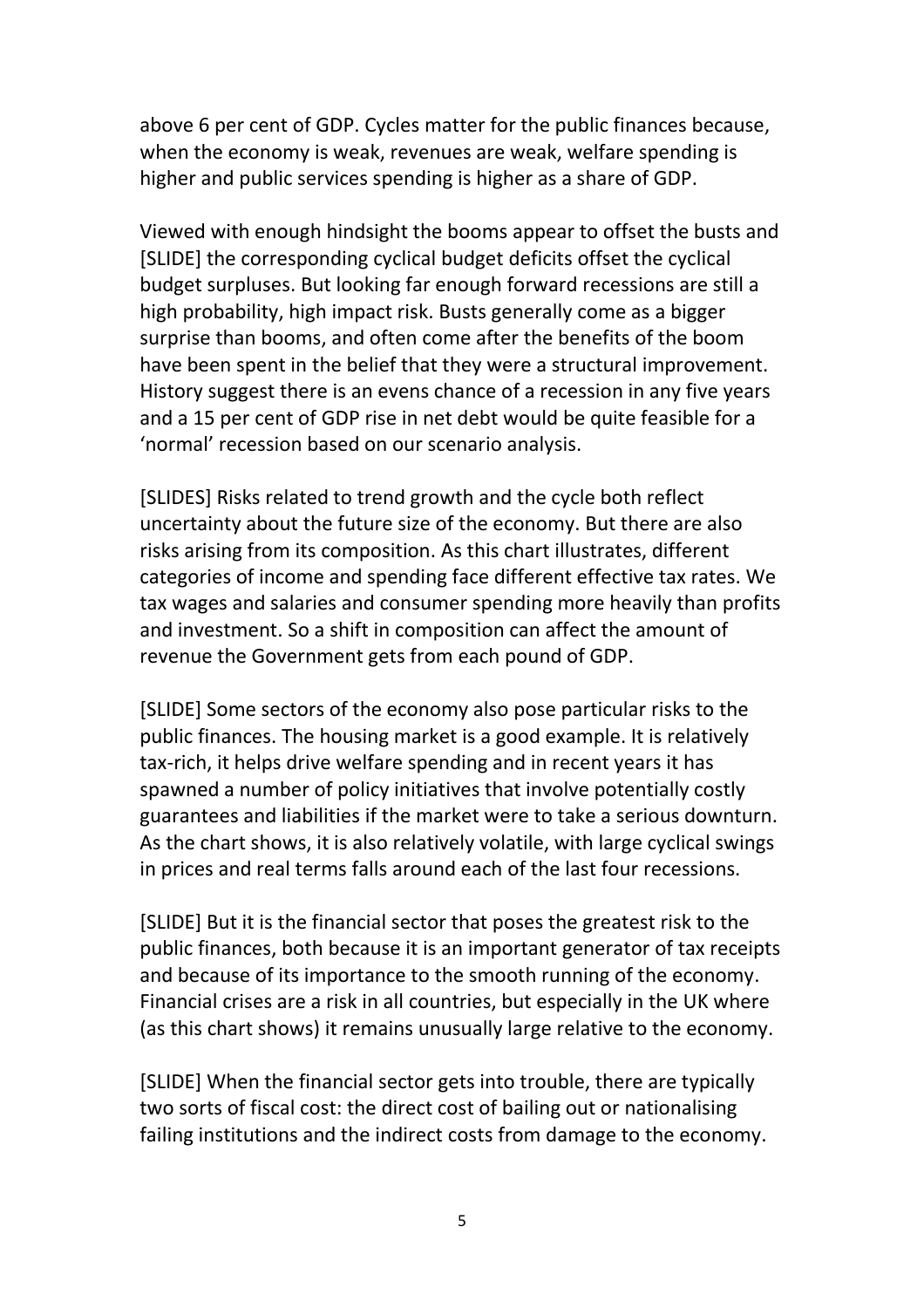above 6 per cent of GDP. Cycles matter for the public finances because, when the economy is weak, revenues are weak, welfare spending is higher and public services spending is higher as a share of GDP.

Viewed with enough hindsight the booms appear to offset the busts and [SLIDE] the corresponding cyclical budget deficits offset the cyclical budget surpluses. But looking far enough forward recessions are still a high probability, high impact risk. Busts generally come as a bigger surprise than booms, and often come after the benefits of the boom have been spent in the belief that they were a structural improvement. History suggest there is an evens chance of a recession in any five years and a 15 per cent of GDP rise in net debt would be quite feasible for a 'normal' recession based on our scenario analysis.

[SLIDES] Risks related to trend growth and the cycle both reflect uncertainty about the future size of the economy. But there are also risks arising from its composition. As this chart illustrates, different categories of income and spending face different effective tax rates. We tax wages and salaries and consumer spending more heavily than profits and investment. So a shift in composition can affect the amount of revenue the Government gets from each pound of GDP.

[SLIDE] Some sectors of the economy also pose particular risks to the public finances. The housing market is a good example. It is relatively tax-rich, it helps drive welfare spending and in recent years it has spawned a number of policy initiatives that involve potentially costly guarantees and liabilities if the market were to take a serious downturn. As the chart shows, it is also relatively volatile, with large cyclical swings in prices and real terms falls around each of the last four recessions.

[SLIDE] But it is the financial sector that poses the greatest risk to the public finances, both because it is an important generator of tax receipts and because of its importance to the smooth running of the economy. Financial crises are a risk in all countries, but especially in the UK where (as this chart shows) it remains unusually large relative to the economy.

[SLIDE] When the financial sector gets into trouble, there are typically two sorts of fiscal cost: the direct cost of bailing out or nationalising failing institutions and the indirect costs from damage to the economy.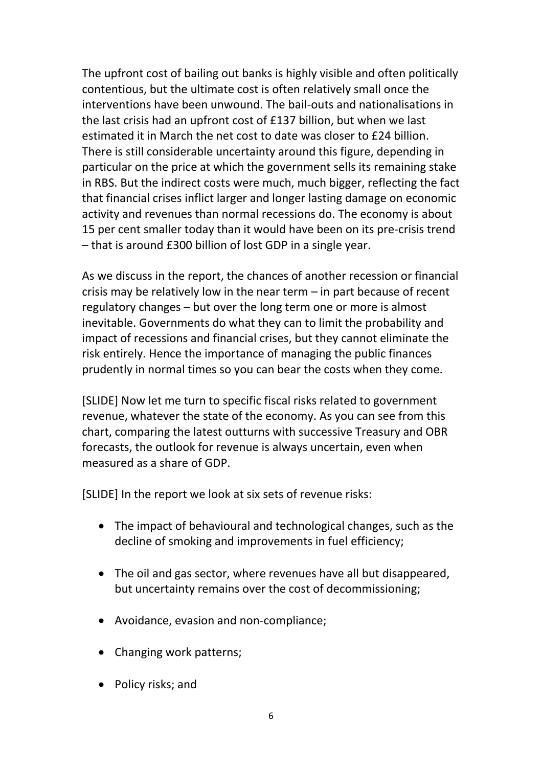The upfront cost of bailing out banks is highly visible and often politically contentious, but the ultimate cost is often relatively small once the interventions have been unwound. The bail-outs and nationalisations in the last crisis had an upfront cost of £137 billion, but when we last estimated it in March the net cost to date was closer to £24 billion. There is still considerable uncertainty around this figure, depending in particular on the price at which the government sells its remaining stake in RBS. But the indirect costs were much, much bigger, reflecting the fact that financial crises inflict larger and longer lasting damage on economic activity and revenues than normal recessions do. The economy is about 15 per cent smaller today than it would have been on its pre-crisis trend – that is around £300 billion of lost GDP in a single year.

As we discuss in the report, the chances of another recession or financial crisis may be relatively low in the near term – in part because of recent regulatory changes – but over the long term one or more is almost inevitable. Governments do what they can to limit the probability and impact of recessions and financial crises, but they cannot eliminate the risk entirely. Hence the importance of managing the public finances prudently in normal times so you can bear the costs when they come.

[SLIDE] Now let me turn to specific fiscal risks related to government revenue, whatever the state of the economy. As you can see from this chart, comparing the latest outturns with successive Treasury and OBR forecasts, the outlook for revenue is always uncertain, even when measured as a share of GDP.

[SLIDE] In the report we look at six sets of revenue risks:

- The impact of behavioural and technological changes, such as the decline of smoking and improvements in fuel efficiency;
- The oil and gas sector, where revenues have all but disappeared, but uncertainty remains over the cost of decommissioning;
- Avoidance, evasion and non-compliance;
- Changing work patterns;
- Policy risks; and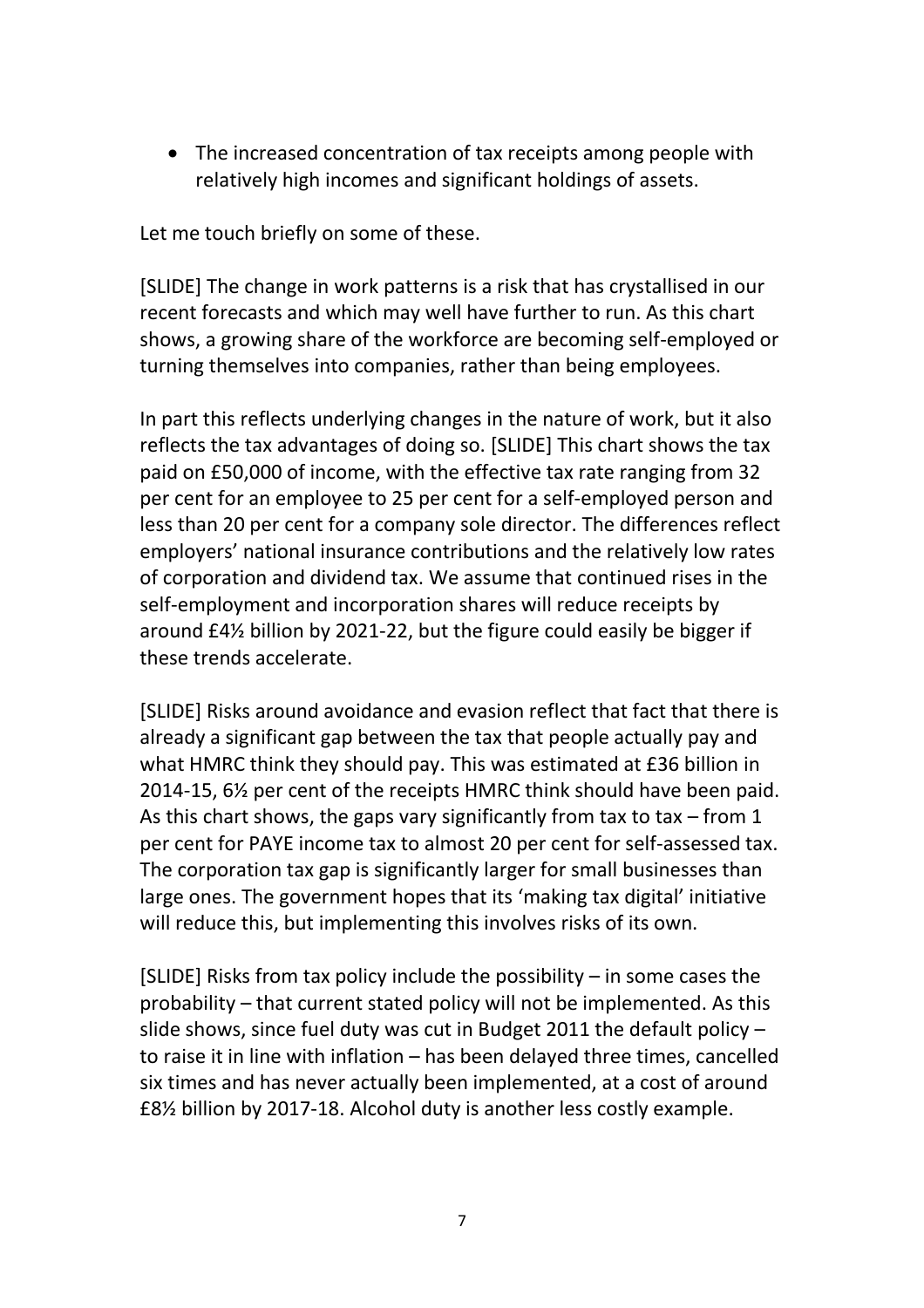- The increased concentration of tax receipts among people with relatively high incomes and significant holdings of assets.

Let me touch briefly on some of these.

[SLIDE] The change in work patterns is a risk that has crystallised in our recent forecasts and which may well have further to run. As this chart shows, a growing share of the workforce are becoming self-employed or turning themselves into companies, rather than being employees.

In part this reflects underlying changes in the nature of work, but it also reflects the tax advantages of doing so. [SLIDE] This chart shows the tax paid on £50,000 of income, with the effective tax rate ranging from 32 per cent for an employee to 25 per cent for a self-employed person and less than 20 per cent for a company sole director. The differences reflect employers' national insurance contributions and the relatively low rates of corporation and dividend tax. We assume that continued rises in the self-employment and incorporation shares will reduce receipts by around £4½ billion by 2021-22, but the figure could easily be bigger if these trends accelerate.

[SLIDE] Risks around avoidance and evasion reflect that fact that there is already a significant gap between the tax that people actually pay and what HMRC think they should pay. This was estimated at £36 billion in 2014-15, 6½ per cent of the receipts HMRC think should have been paid. As this chart shows, the gaps vary significantly from tax to tax – from 1 per cent for PAYE income tax to almost 20 per cent for self-assessed tax. The corporation tax gap is significantly larger for small businesses than large ones. The government hopes that its 'making tax digital' initiative will reduce this, but implementing this involves risks of its own.

[SLIDE] Risks from tax policy include the possibility – in some cases the probability – that current stated policy will not be implemented. As this slide shows, since fuel duty was cut in Budget 2011 the default policy – to raise it in line with inflation – has been delayed three times, cancelled six times and has never actually been implemented, at a cost of around £8½ billion by 2017-18. Alcohol duty is another less costly example.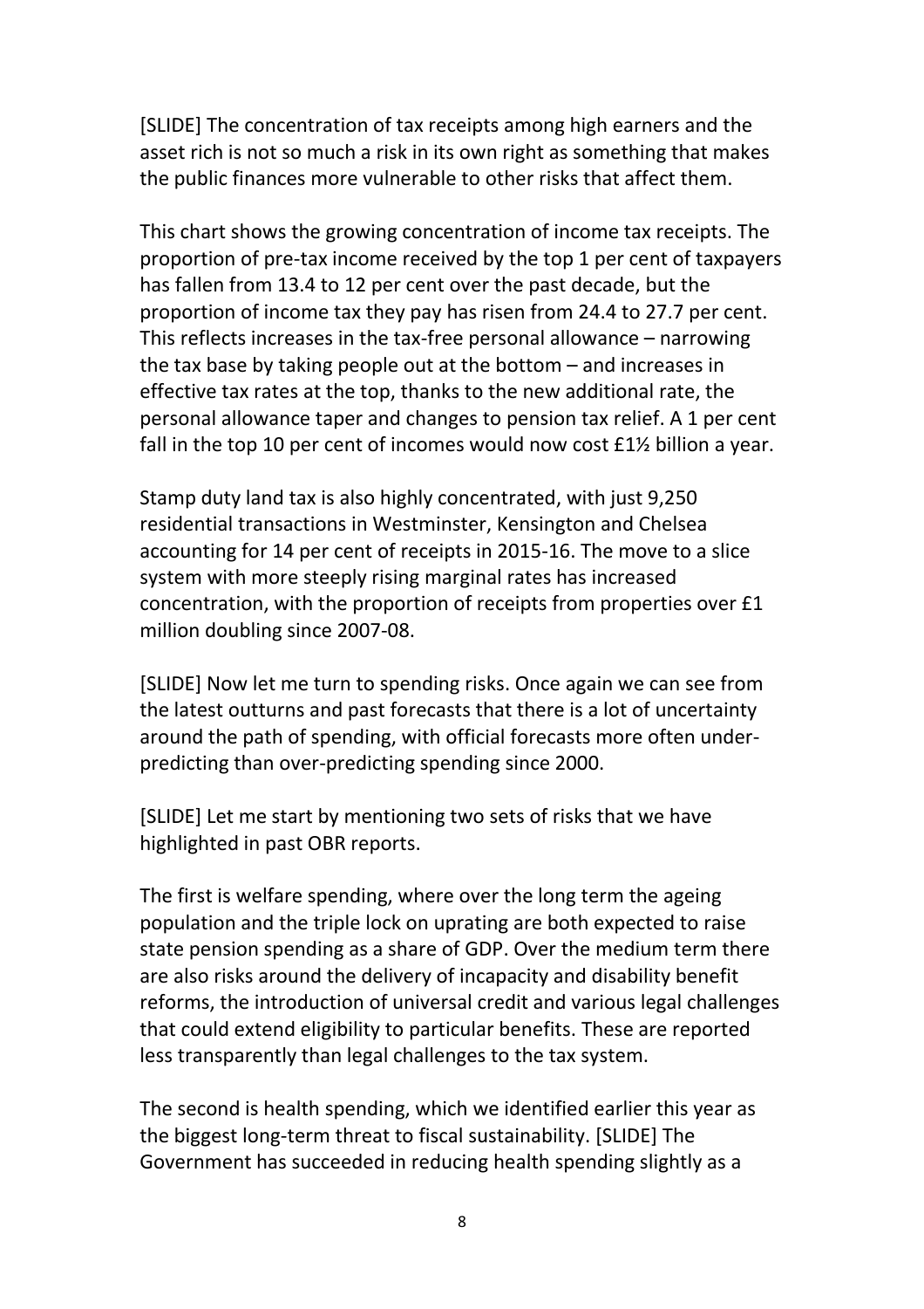[SLIDE] The concentration of tax receipts among high earners and the asset rich is not so much a risk in its own right as something that makes the public finances more vulnerable to other risks that affect them.

This chart shows the growing concentration of income tax receipts. The proportion of pre-tax income received by the top 1 per cent of taxpayers has fallen from 13.4 to 12 per cent over the past decade, but the proportion of income tax they pay has risen from 24.4 to 27.7 per cent. This reflects increases in the tax-free personal allowance – narrowing the tax base by taking people out at the bottom – and increases in effective tax rates at the top, thanks to the new additional rate, the personal allowance taper and changes to pension tax relief. A 1 per cent fall in the top 10 per cent of incomes would now cost £1½ billion a year.

Stamp duty land tax is also highly concentrated, with just 9,250 residential transactions in Westminster, Kensington and Chelsea accounting for 14 per cent of receipts in 2015-16. The move to a slice system with more steeply rising marginal rates has increased concentration, with the proportion of receipts from properties over £1 million doubling since 2007-08.

[SLIDE] Now let me turn to spending risks. Once again we can see from the latest outturns and past forecasts that there is a lot of uncertainty around the path of spending, with official forecasts more often under-predicting than over-predicting spending since 2000.

[SLIDE] Let me start by mentioning two sets of risks that we have highlighted in past OBR reports.

The first is welfare spending, where over the long term the ageing population and the triple lock on uprating are both expected to raise state pension spending as a share of GDP. Over the medium term there are also risks around the delivery of incapacity and disability benefit reforms, the introduction of universal credit and various legal challenges that could extend eligibility to particular benefits. These are reported less transparently than legal challenges to the tax system.

The second is health spending, which we identified earlier this year as the biggest long-term threat to fiscal sustainability. [SLIDE] The Government has succeeded in reducing health spending slightly as a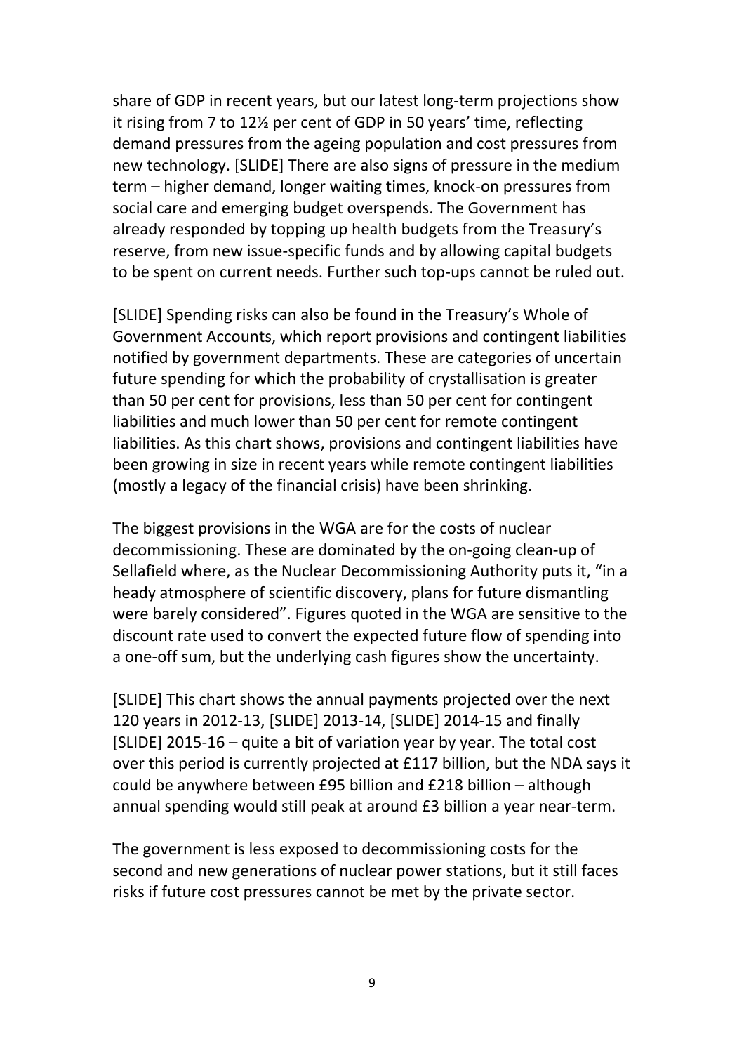share of GDP in recent years, but our latest long-term projections show it rising from 7 to 12½ per cent of GDP in 50 years' time, reflecting demand pressures from the ageing population and cost pressures from new technology. [SLIDE] There are also signs of pressure in the medium term – higher demand, longer waiting times, knock-on pressures from social care and emerging budget overspends. The Government has already responded by topping up health budgets from the Treasury's reserve, from new issue-specific funds and by allowing capital budgets to be spent on current needs. Further such top-ups cannot be ruled out.

[SLIDE] Spending risks can also be found in the Treasury's Whole of Government Accounts, which report provisions and contingent liabilities notified by government departments. These are categories of uncertain future spending for which the probability of crystallisation is greater than 50 per cent for provisions, less than 50 per cent for contingent liabilities and much lower than 50 per cent for remote contingent liabilities. As this chart shows, provisions and contingent liabilities have been growing in size in recent years while remote contingent liabilities (mostly a legacy of the financial crisis) have been shrinking.

The biggest provisions in the WGA are for the costs of nuclear decommissioning. These are dominated by the on-going clean-up of Sellafield where, as the Nuclear Decommissioning Authority puts it, "in a heady atmosphere of scientific discovery, plans for future dismantling were barely considered". Figures quoted in the WGA are sensitive to the discount rate used to convert the expected future flow of spending into a one-off sum, but the underlying cash figures show the uncertainty.

[SLIDE] This chart shows the annual payments projected over the next 120 years in 2012-13, [SLIDE] 2013-14, [SLIDE] 2014-15 and finally [SLIDE] 2015-16 – quite a bit of variation year by year. The total cost over this period is currently projected at £117 billion, but the NDA says it could be anywhere between £95 billion and £218 billion – although annual spending would still peak at around £3 billion a year near-term.

The government is less exposed to decommissioning costs for the second and new generations of nuclear power stations, but it still faces risks if future cost pressures cannot be met by the private sector.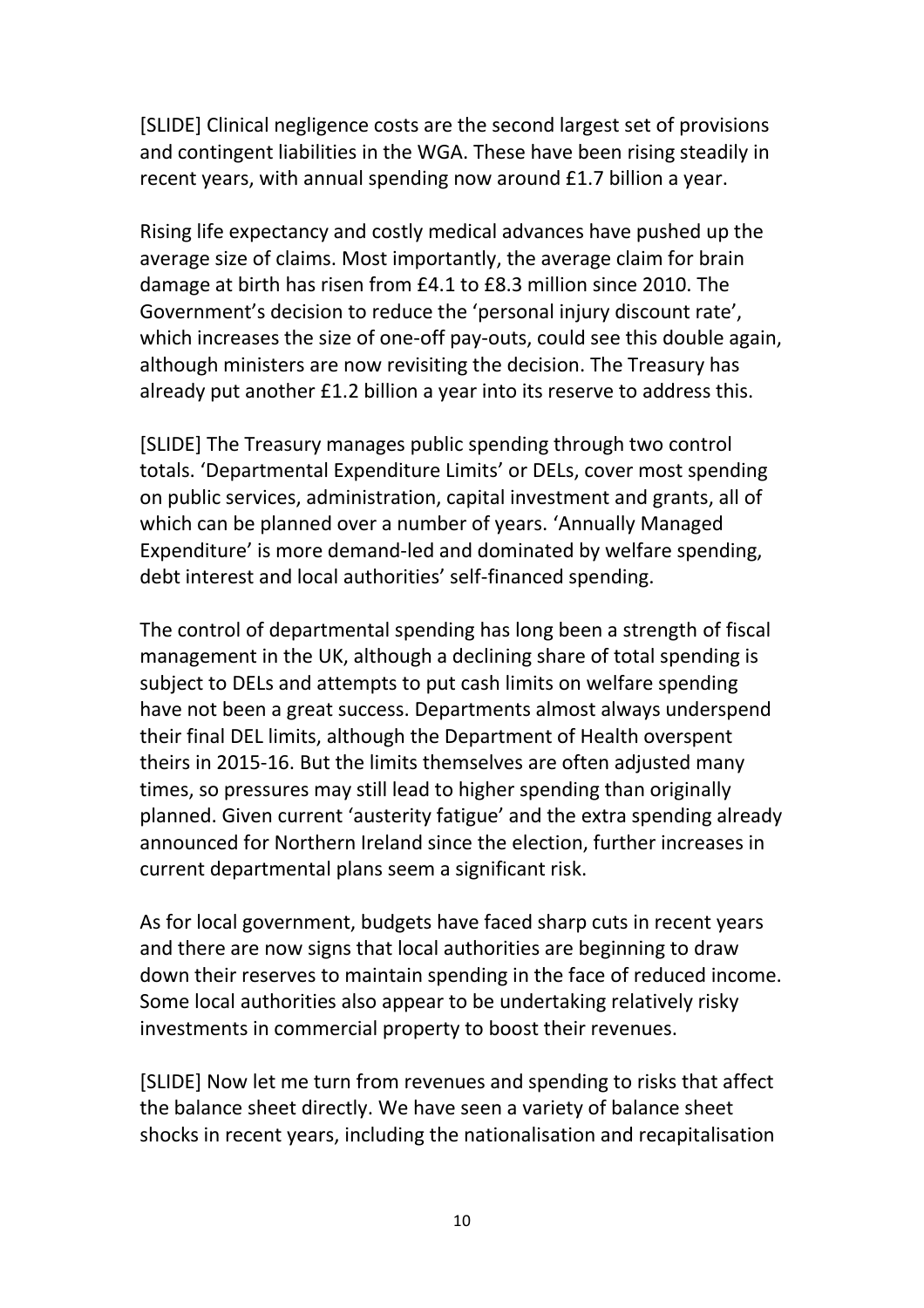[SLIDE] Clinical negligence costs are the second largest set of provisions and contingent liabilities in the WGA. These have been rising steadily in recent years, with annual spending now around £1.7 billion a year.

Rising life expectancy and costly medical advances have pushed up the average size of claims. Most importantly, the average claim for brain damage at birth has risen from £4.1 to £8.3 million since 2010. The Government's decision to reduce the 'personal injury discount rate', which increases the size of one-off pay-outs, could see this double again, although ministers are now revisiting the decision. The Treasury has already put another £1.2 billion a year into its reserve to address this.

[SLIDE] The Treasury manages public spending through two control totals. 'Departmental Expenditure Limits' or DELs, cover most spending on public services, administration, capital investment and grants, all of which can be planned over a number of years. 'Annually Managed Expenditure' is more demand-led and dominated by welfare spending, debt interest and local authorities' self-financed spending.

The control of departmental spending has long been a strength of fiscal management in the UK, although a declining share of total spending is subject to DELs and attempts to put cash limits on welfare spending have not been a great success. Departments almost always underspend their final DEL limits, although the Department of Health overspent theirs in 2015-16. But the limits themselves are often adjusted many times, so pressures may still lead to higher spending than originally planned. Given current 'austerity fatigue' and the extra spending already announced for Northern Ireland since the election, further increases in current departmental plans seem a significant risk.

As for local government, budgets have faced sharp cuts in recent years and there are now signs that local authorities are beginning to draw down their reserves to maintain spending in the face of reduced income. Some local authorities also appear to be undertaking relatively risky investments in commercial property to boost their revenues.

[SLIDE] Now let me turn from revenues and spending to risks that affect the balance sheet directly. We have seen a variety of balance sheet shocks in recent years, including the nationalisation and recapitalisation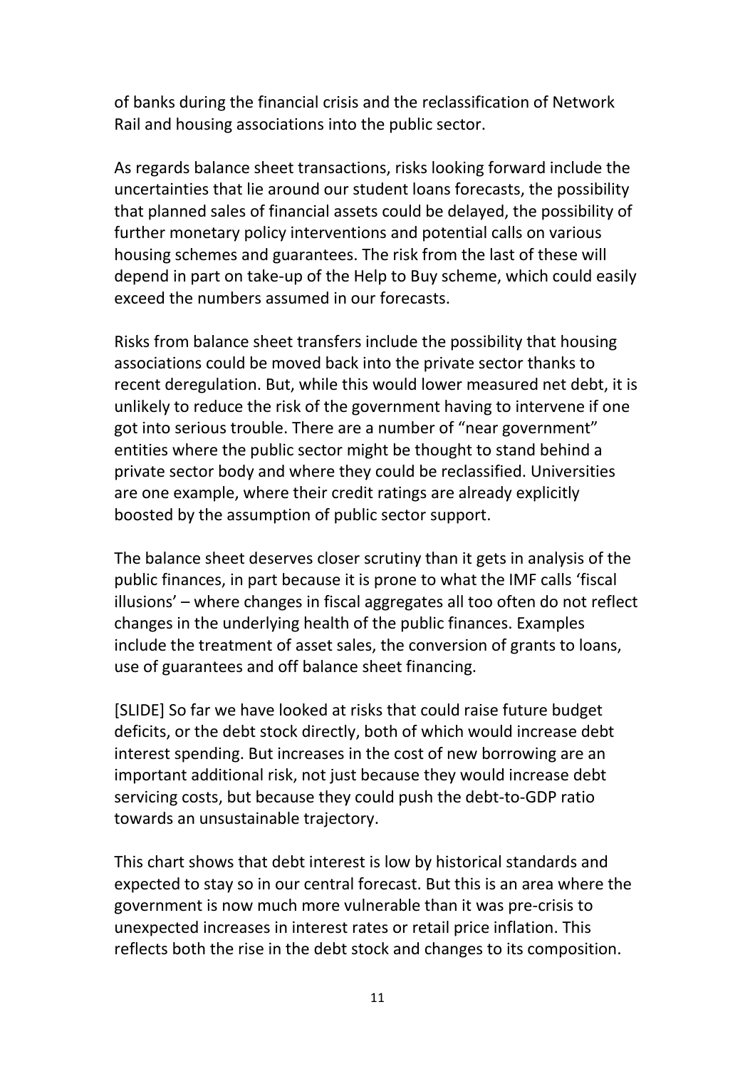of banks during the financial crisis and the reclassification of Network Rail and housing associations into the public sector.

As regards balance sheet transactions, risks looking forward include the uncertainties that lie around our student loans forecasts, the possibility that planned sales of financial assets could be delayed, the possibility of further monetary policy interventions and potential calls on various housing schemes and guarantees. The risk from the last of these will depend in part on take-up of the Help to Buy scheme, which could easily exceed the numbers assumed in our forecasts.

Risks from balance sheet transfers include the possibility that housing associations could be moved back into the private sector thanks to recent deregulation. But, while this would lower measured net debt, it is unlikely to reduce the risk of the government having to intervene if one got into serious trouble. There are a number of "near government" entities where the public sector might be thought to stand behind a private sector body and where they could be reclassified. Universities are one example, where their credit ratings are already explicitly boosted by the assumption of public sector support.

The balance sheet deserves closer scrutiny than it gets in analysis of the public finances, in part because it is prone to what the IMF calls 'fiscal illusions' – where changes in fiscal aggregates all too often do not reflect changes in the underlying health of the public finances. Examples include the treatment of asset sales, the conversion of grants to loans, use of guarantees and off balance sheet financing.

[SLIDE] So far we have looked at risks that could raise future budget deficits, or the debt stock directly, both of which would increase debt interest spending. But increases in the cost of new borrowing are an important additional risk, not just because they would increase debt servicing costs, but because they could push the debt-to-GDP ratio towards an unsustainable trajectory.

This chart shows that debt interest is low by historical standards and expected to stay so in our central forecast. But this is an area where the government is now much more vulnerable than it was pre-crisis to unexpected increases in interest rates or retail price inflation. This reflects both the rise in the debt stock and changes to its composition.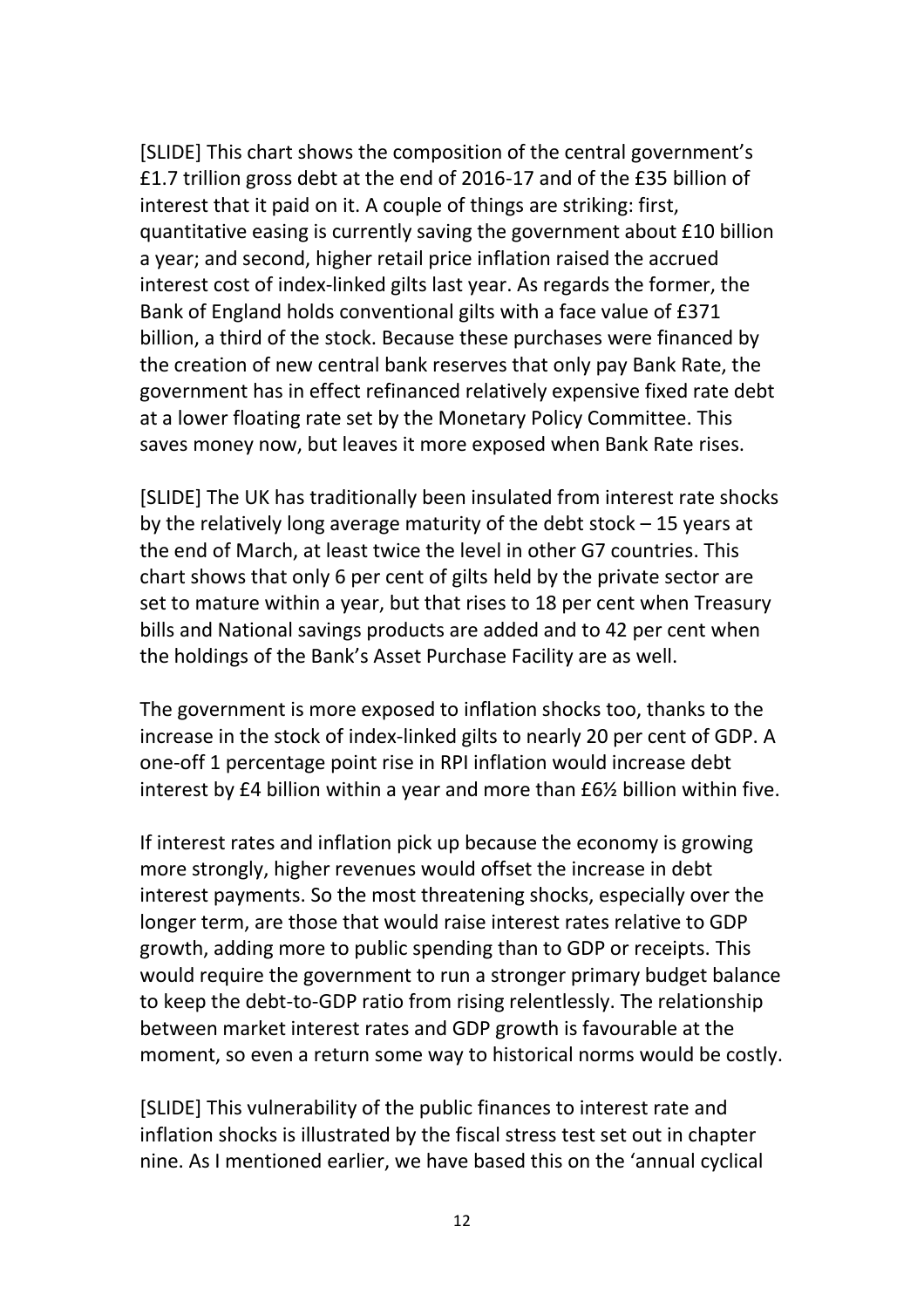[SLIDE] This chart shows the composition of the central government's £1.7 trillion gross debt at the end of 2016-17 and of the £35 billion of interest that it paid on it. A couple of things are striking: first, quantitative easing is currently saving the government about £10 billion a year; and second, higher retail price inflation raised the accrued interest cost of index-linked gilts last year. As regards the former, the Bank of England holds conventional gilts with a face value of £371 billion, a third of the stock. Because these purchases were financed by the creation of new central bank reserves that only pay Bank Rate, the government has in effect refinanced relatively expensive fixed rate debt at a lower floating rate set by the Monetary Policy Committee. This saves money now, but leaves it more exposed when Bank Rate rises.

[SLIDE] The UK has traditionally been insulated from interest rate shocks by the relatively long average maturity of the debt stock – 15 years at the end of March, at least twice the level in other G7 countries. This chart shows that only 6 per cent of gilts held by the private sector are set to mature within a year, but that rises to 18 per cent when Treasury bills and National savings products are added and to 42 per cent when the holdings of the Bank's Asset Purchase Facility are as well.

The government is more exposed to inflation shocks too, thanks to the increase in the stock of index-linked gilts to nearly 20 per cent of GDP. A one-off 1 percentage point rise in RPI inflation would increase debt interest by £4 billion within a year and more than £6½ billion within five.

If interest rates and inflation pick up because the economy is growing more strongly, higher revenues would offset the increase in debt interest payments. So the most threatening shocks, especially over the longer term, are those that would raise interest rates relative to GDP growth, adding more to public spending than to GDP or receipts. This would require the government to run a stronger primary budget balance to keep the debt-to-GDP ratio from rising relentlessly. The relationship between market interest rates and GDP growth is favourable at the moment, so even a return some way to historical norms would be costly.

[SLIDE] This vulnerability of the public finances to interest rate and inflation shocks is illustrated by the fiscal stress test set out in chapter nine. As I mentioned earlier, we have based this on the 'annual cyclical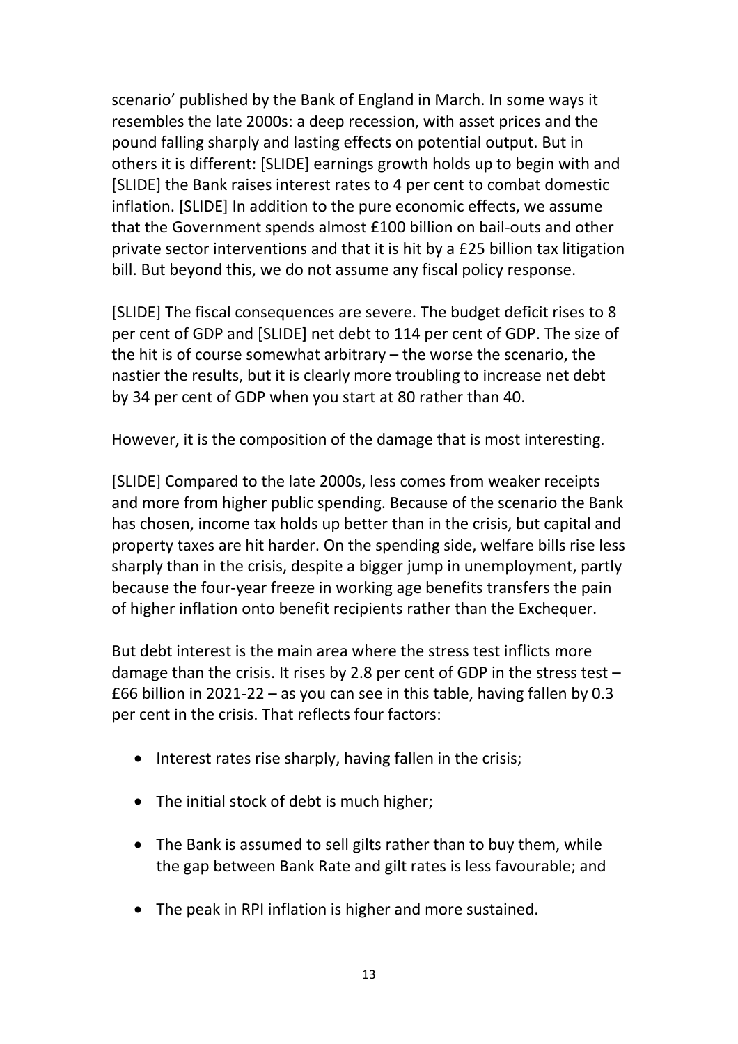scenario' published by the Bank of England in March. In some ways it resembles the late 2000s: a deep recession, with asset prices and the pound falling sharply and lasting effects on potential output. But in others it is different: [SLIDE] earnings growth holds up to begin with and [SLIDE] the Bank raises interest rates to 4 per cent to combat domestic inflation. [SLIDE] In addition to the pure economic effects, we assume that the Government spends almost £100 billion on bail-outs and other private sector interventions and that it is hit by a £25 billion tax litigation bill. But beyond this, we do not assume any fiscal policy response.

[SLIDE] The fiscal consequences are severe. The budget deficit rises to 8 per cent of GDP and [SLIDE] net debt to 114 per cent of GDP. The size of the hit is of course somewhat arbitrary – the worse the scenario, the nastier the results, but it is clearly more troubling to increase net debt by 34 per cent of GDP when you start at 80 rather than 40.

However, it is the composition of the damage that is most interesting.

[SLIDE] Compared to the late 2000s, less comes from weaker receipts and more from higher public spending. Because of the scenario the Bank has chosen, income tax holds up better than in the crisis, but capital and property taxes are hit harder. On the spending side, welfare bills rise less sharply than in the crisis, despite a bigger jump in unemployment, partly because the four-year freeze in working age benefits transfers the pain of higher inflation onto benefit recipients rather than the Exchequer.

But debt interest is the main area where the stress test inflicts more damage than the crisis. It rises by 2.8 per cent of GDP in the stress test – £66 billion in 2021-22 – as you can see in this table, having fallen by 0.3 per cent in the crisis. That reflects four factors:

- Interest rates rise sharply, having fallen in the crisis;
- The initial stock of debt is much higher;
- The Bank is assumed to sell gilts rather than to buy them, while the gap between Bank Rate and gilt rates is less favourable; and
- The peak in RPI inflation is higher and more sustained.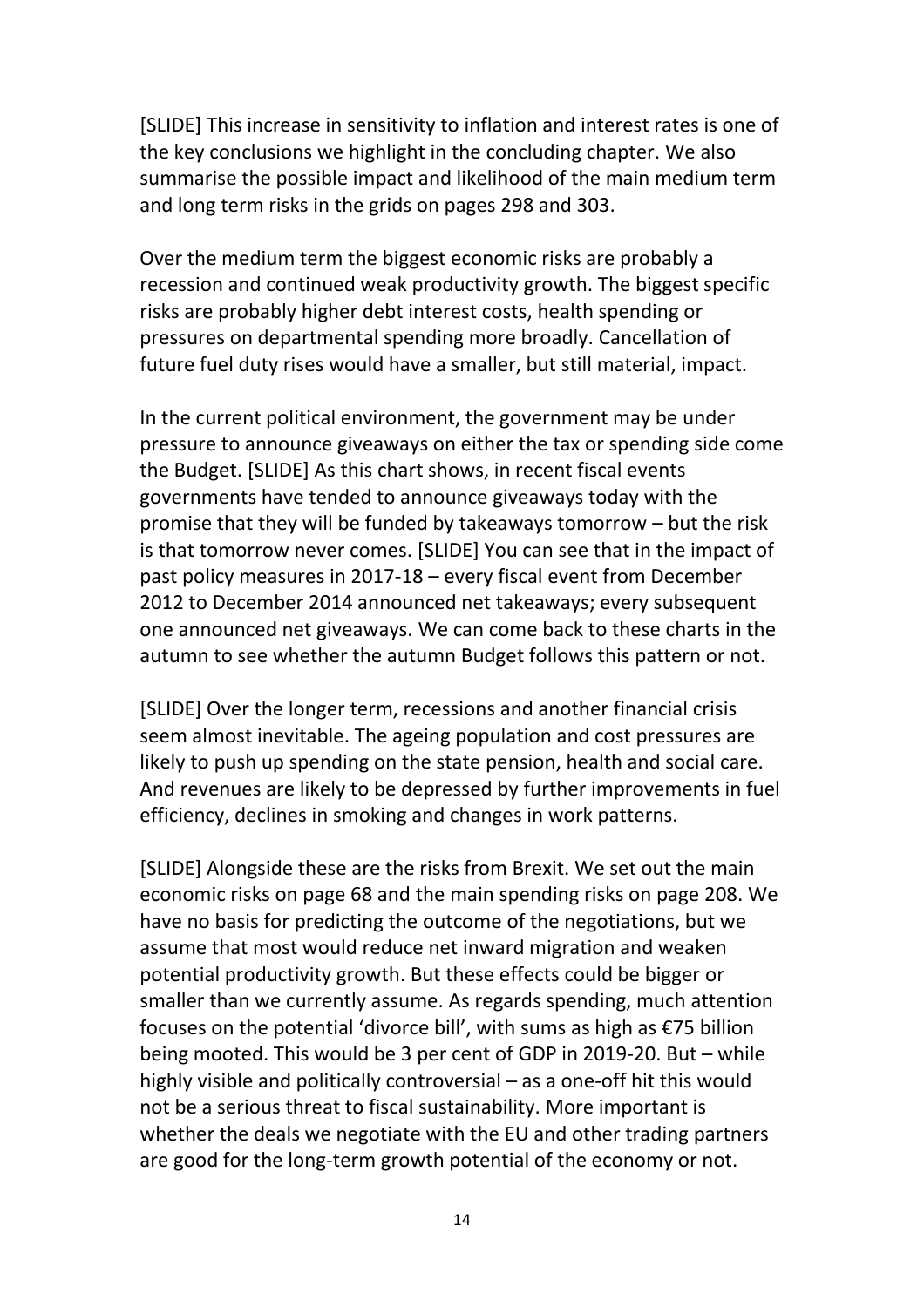[SLIDE] This increase in sensitivity to inflation and interest rates is one of the key conclusions we highlight in the concluding chapter. We also summarise the possible impact and likelihood of the main medium term and long term risks in the grids on pages 298 and 303.

Over the medium term the biggest economic risks are probably a recession and continued weak productivity growth. The biggest specific risks are probably higher debt interest costs, health spending or pressures on departmental spending more broadly. Cancellation of future fuel duty rises would have a smaller, but still material, impact.

In the current political environment, the government may be under pressure to announce giveaways on either the tax or spending side come the Budget. [SLIDE] As this chart shows, in recent fiscal events governments have tended to announce giveaways today with the promise that they will be funded by takeaways tomorrow – but the risk is that tomorrow never comes. [SLIDE] You can see that in the impact of past policy measures in 2017-18 – every fiscal event from December 2012 to December 2014 announced net takeaways; every subsequent one announced net giveaways. We can come back to these charts in the autumn to see whether the autumn Budget follows this pattern or not.

[SLIDE] Over the longer term, recessions and another financial crisis seem almost inevitable. The ageing population and cost pressures are likely to push up spending on the state pension, health and social care. And revenues are likely to be depressed by further improvements in fuel efficiency, declines in smoking and changes in work patterns.

[SLIDE] Alongside these are the risks from Brexit. We set out the main economic risks on page 68 and the main spending risks on page 208. We have no basis for predicting the outcome of the negotiations, but we assume that most would reduce net inward migration and weaken potential productivity growth. But these effects could be bigger or smaller than we currently assume. As regards spending, much attention focuses on the potential 'divorce bill', with sums as high as €75 billion being mooted. This would be 3 per cent of GDP in 2019-20. But – while highly visible and politically controversial – as a one-off hit this would not be a serious threat to fiscal sustainability. More important is whether the deals we negotiate with the EU and other trading partners are good for the long-term growth potential of the economy or not.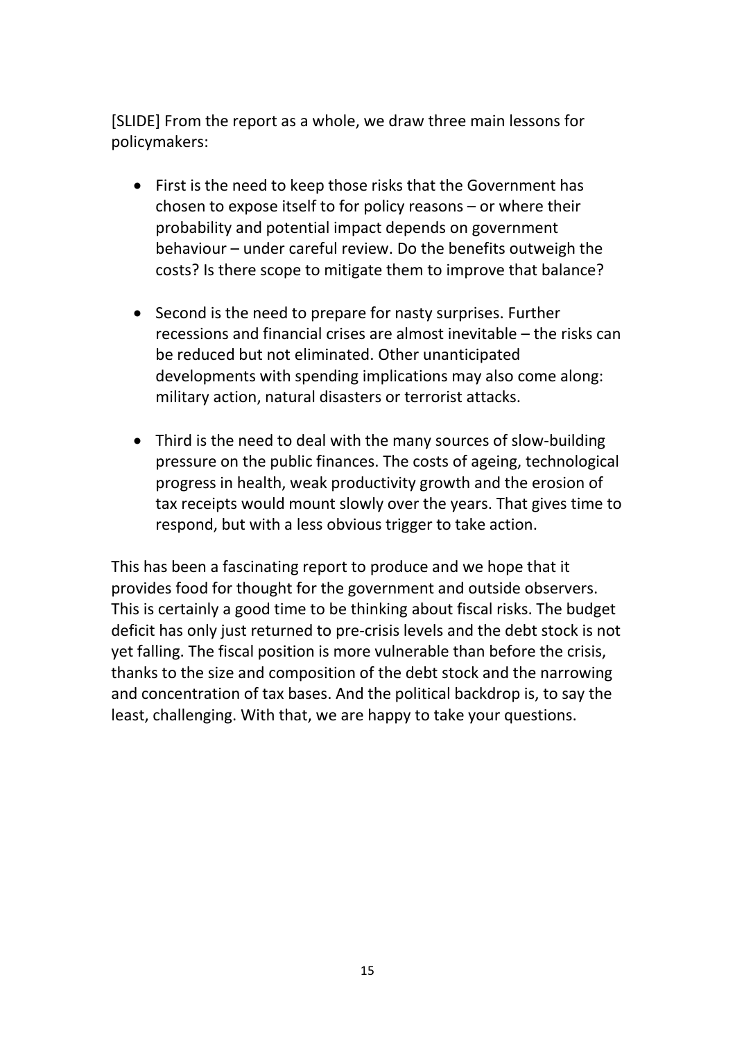[SLIDE] From the report as a whole, we draw three main lessons for policymakers:

- First is the need to keep those risks that the Government has chosen to expose itself to for policy reasons – or where their probability and potential impact depends on government behaviour – under careful review. Do the benefits outweigh the costs? Is there scope to mitigate them to improve that balance?

- Second is the need to prepare for nasty surprises. Further recessions and financial crises are almost inevitable – the risks can be reduced but not eliminated. Other unanticipated developments with spending implications may also come along: military action, natural disasters or terrorist attacks.

- Third is the need to deal with the many sources of slow-building pressure on the public finances. The costs of ageing, technological progress in health, weak productivity growth and the erosion of tax receipts would mount slowly over the years. That gives time to respond, but with a less obvious trigger to take action.

This has been a fascinating report to produce and we hope that it provides food for thought for the government and outside observers. This is certainly a good time to be thinking about fiscal risks. The budget deficit has only just returned to pre-crisis levels and the debt stock is not yet falling. The fiscal position is more vulnerable than before the crisis, thanks to the size and composition of the debt stock and the narrowing and concentration of tax bases. And the political backdrop is, to say the least, challenging. With that, we are happy to take your questions.